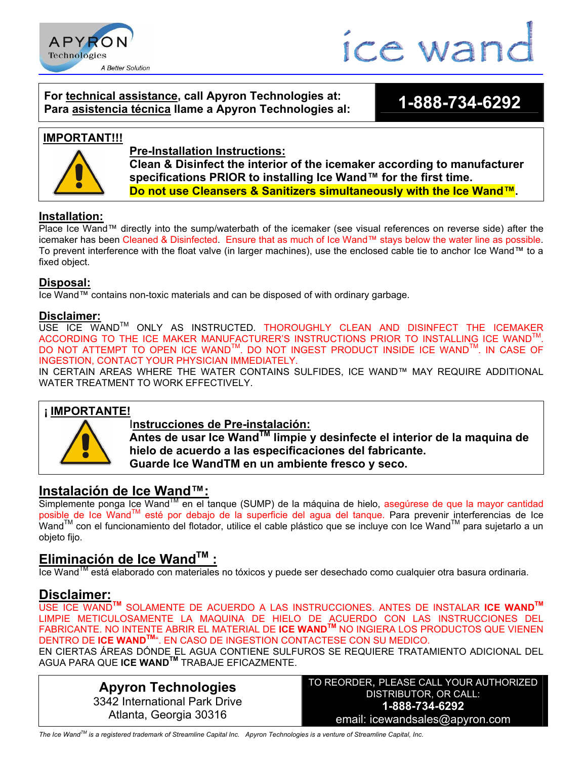APYRON Technologies
*A Better Solution*

ice wand

| For **technical assistance**, call Apyron Technologies at: Para **asistencia técnica** llame a Apyron Technologies al: | **1-888-734-6292** |
|---|---|

**IMPORTANT!!!**

**Pre-Installation Instructions:**
**Clean & Disinfect the interior of the icemaker according to manufacturer specifications PRIOR to installing Ice Wand™ for the first time.**
**Do not use Cleansers & Sanitizers simultaneously with the Ice Wand™.**

## Installation:

Place Ice Wand™ directly into the sump/waterbath of the icemaker (see visual references on reverse side) after the icemaker has been Cleaned & Disinfected. Ensure that as much of Ice Wand™ stays below the water line as possible. To prevent interference with the float valve (in larger machines), use the enclosed cable tie to anchor Ice Wand™ to a fixed object.

## Disposal:

Ice Wand™ contains non-toxic materials and can be disposed of with ordinary garbage.

## Disclaimer:

USE ICE WAND™ ONLY AS INSTRUCTED. THOROUGHLY CLEAN AND DISINFECT THE ICEMAKER ACCORDING TO THE ICE MAKER MANUFACTURER'S INSTRUCTIONS PRIOR TO INSTALLING ICE WAND™. DO NOT ATTEMPT TO OPEN ICE WAND™. DO NOT INGEST PRODUCT INSIDE ICE WAND™. IN CASE OF INGESTION, CONTACT YOUR PHYSICIAN IMMEDIATELY.
IN CERTAIN AREAS WHERE THE WATER CONTAINS SULFIDES, ICE WAND™ MAY REQUIRE ADDITIONAL WATER TREATMENT TO WORK EFFECTIVELY.

**¡ IMPORTANTE!**

**Instrucciones de Pre-instalación:**
**Antes de usar Ice Wand™ limpie y desinfecte el interior de la maquina de hielo de acuerdo a las especificaciones del fabricante.**
**Guarde Ice WandTM en un ambiente fresco y seco.**

## Instalación de Ice Wand™:

Simplemente ponga Ice Wand™ en el tanque (SUMP) de la máquina de hielo, asegúrese de que la mayor cantidad posible de Ice Wand™ esté por debajo de la superficie del agua del tanque. Para prevenir interferencias de Ice Wand™ con el funcionamiento del flotador, utilice el cable plástico que se incluye con Ice Wand™ para sujetarlo a un objeto fijo.

## Eliminación de Ice Wand™ :

Ice Wand™ está elaborado con materiales no tóxicos y puede ser desechado como cualquier otra basura ordinaria.

## Disclaimer:

USE ICE WAND™ SOLAMENTE DE ACUERDO A LAS INSTRUCCIONES. ANTES DE INSTALAR **ICE WAND™** LIMPIE METICULOSAMENTE LA MAQUINA DE HIELO DE ACUERDO CON LAS INSTRUCCIONES DEL FABRICANTE. NO INTENTE ABRIR EL MATERIAL DE **ICE WAND™** NO INGIERA LOS PRODUCTOS QUE VIENEN DENTRO DE **ICE WAND™**. EN CASO DE INGESTION CONTACTESE CON SU MEDICO.
EN CIERTAS ÁREAS DÓNDE EL AGUA CONTIENE SULFUROS SE REQUIERE TRATAMIENTO ADICIONAL DEL AGUA PARA QUE **ICE WAND™** TRABAJE EFICAZMENTE.

| **Apyron Technologies** 3342 International Park Drive Atlanta, Georgia 30316 | TO REORDER, PLEASE CALL YOUR AUTHORIZED DISTRIBUTOR, OR CALL: **1-888-734-6292** email: icewandsales@apyron.com |
|---|---|

*The Ice Wand™ is a registered trademark of Streamline Capital Inc. Apyron Technologies is a venture of Streamline Capital, Inc.*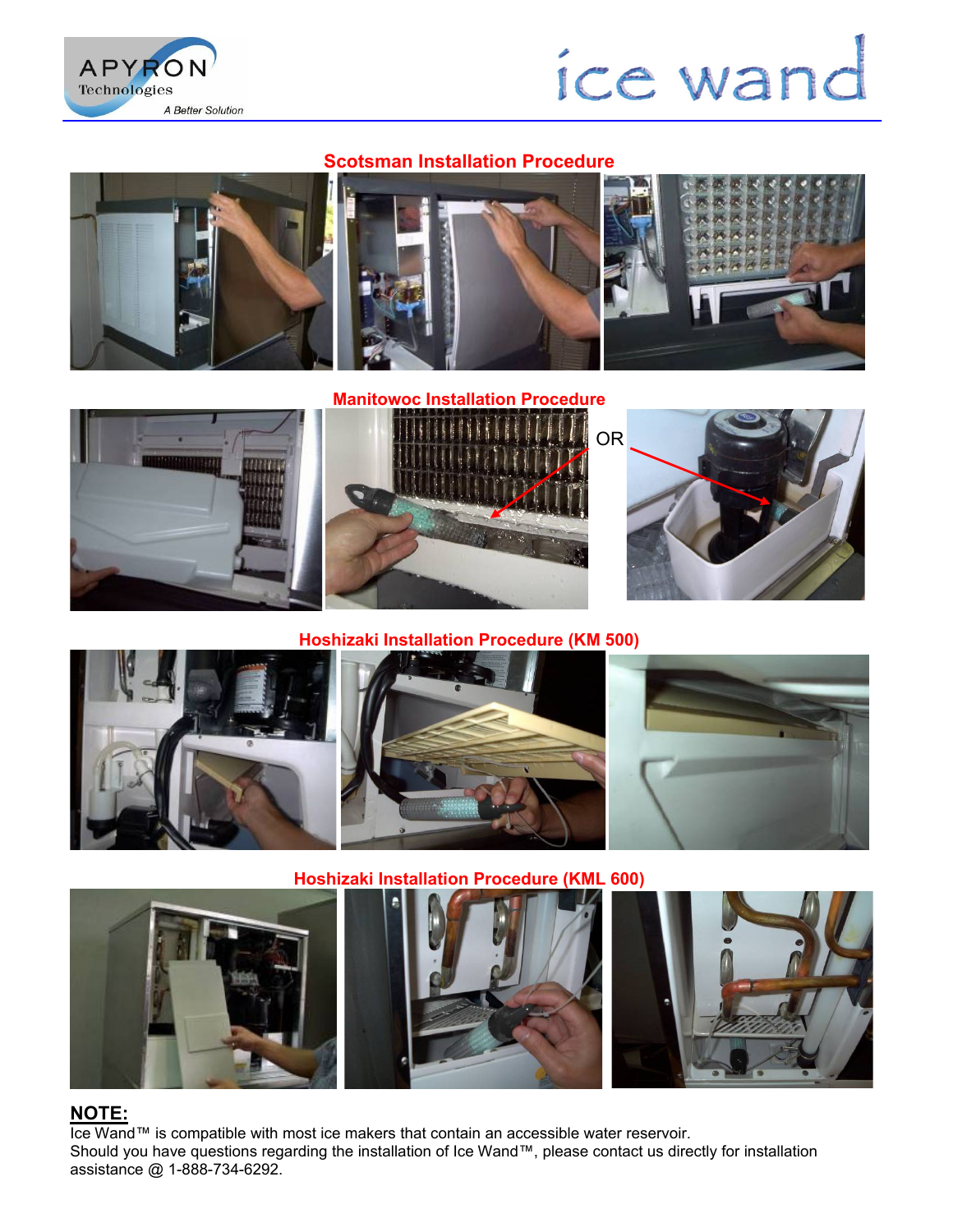## Scotsman Installation Procedure

## Manitowoc Installation Procedure

OR

## Hoshizaki Installation Procedure (KM 500)

## Hoshizaki Installation Procedure (KML 600)

**NOTE:**

Ice Wand™ is compatible with most ice makers that contain an accessible water reservoir.
Should you have questions regarding the installation of Ice Wand™, please contact us directly for installation assistance @ 1-888-734-6292.